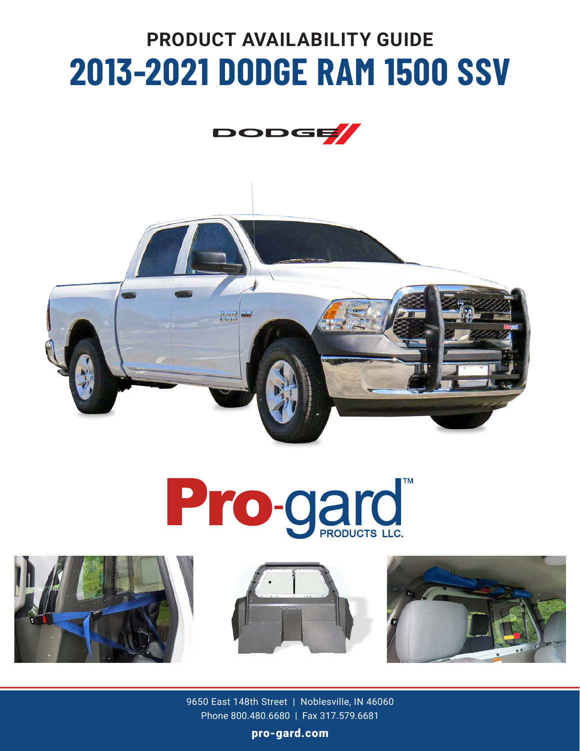# PRODUCT AVAILABILITY GUIDE

# 2013-2021 DODGE RAM 1500 SSV

DODGE

Pro-gard™ PRODUCTS LLC.

9650 East 148th Street | Noblesville, IN 46060
Phone 800.480.6680 | Fax 317.579.6681

**pro-gard.com**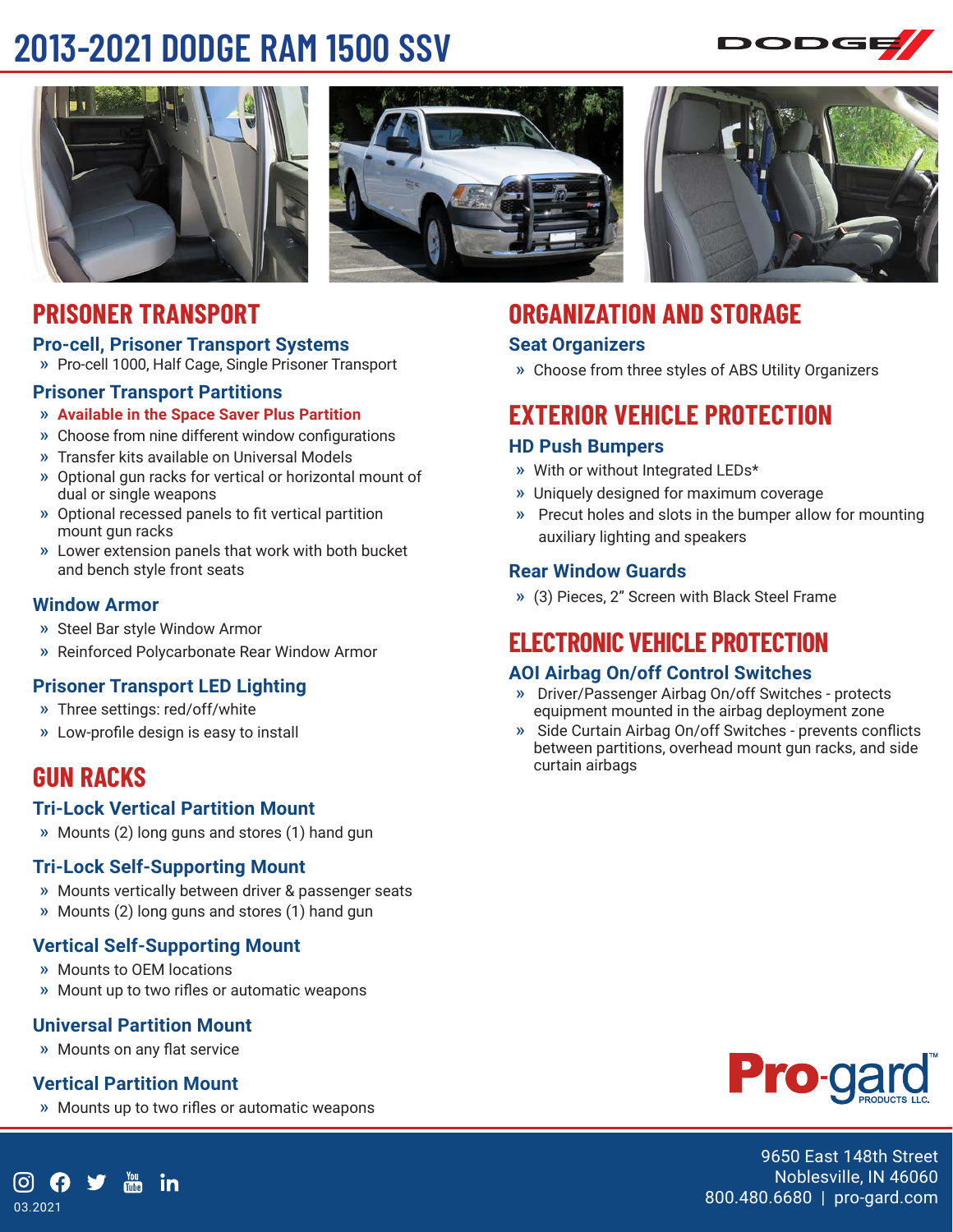# 2013-2021 DODGE RAM 1500 SSV

## PRISONER TRANSPORT

### Pro-cell, Prisoner Transport Systems

- Pro-cell 1000, Half Cage, Single Prisoner Transport

### Prisoner Transport Partitions

- **Available in the Space Saver Plus Partition**
- Choose from nine different window configurations
- Transfer kits available on Universal Models
- Optional gun racks for vertical or horizontal mount of dual or single weapons
- Optional recessed panels to fit vertical partition mount gun racks
- Lower extension panels that work with both bucket and bench style front seats

### Window Armor

- Steel Bar style Window Armor
- Reinforced Polycarbonate Rear Window Armor

### Prisoner Transport LED Lighting

- Three settings: red/off/white
- Low-profile design is easy to install

## GUN RACKS

### Tri-Lock Vertical Partition Mount

- Mounts (2) long guns and stores (1) hand gun

### Tri-Lock Self-Supporting Mount

- Mounts vertically between driver & passenger seats
- Mounts (2) long guns and stores (1) hand gun

### Vertical Self-Supporting Mount

- Mounts to OEM locations
- Mount up to two rifles or automatic weapons

### Universal Partition Mount

- Mounts on any flat service

### Vertical Partition Mount

- Mounts up to two rifles or automatic weapons

## ORGANIZATION AND STORAGE

### Seat Organizers

- Choose from three styles of ABS Utility Organizers

## EXTERIOR VEHICLE PROTECTION

### HD Push Bumpers

- With or without Integrated LEDs*
- Uniquely designed for maximum coverage
- Precut holes and slots in the bumper allow for mounting auxiliary lighting and speakers

### Rear Window Guards

- (3) Pieces, 2" Screen with Black Steel Frame

## ELECTRONIC VEHICLE PROTECTION

### AOI Airbag On/off Control Switches

- Driver/Passenger Airbag On/off Switches - protects equipment mounted in the airbag deployment zone
- Side Curtain Airbag On/off Switches - prevents conflicts between partitions, overhead mount gun racks, and side curtain airbags

Pro-gard™ PRODUCTS LLC.

03.2021

9650 East 148th Street
Noblesville, IN 46060
800.480.6680 | pro-gard.com